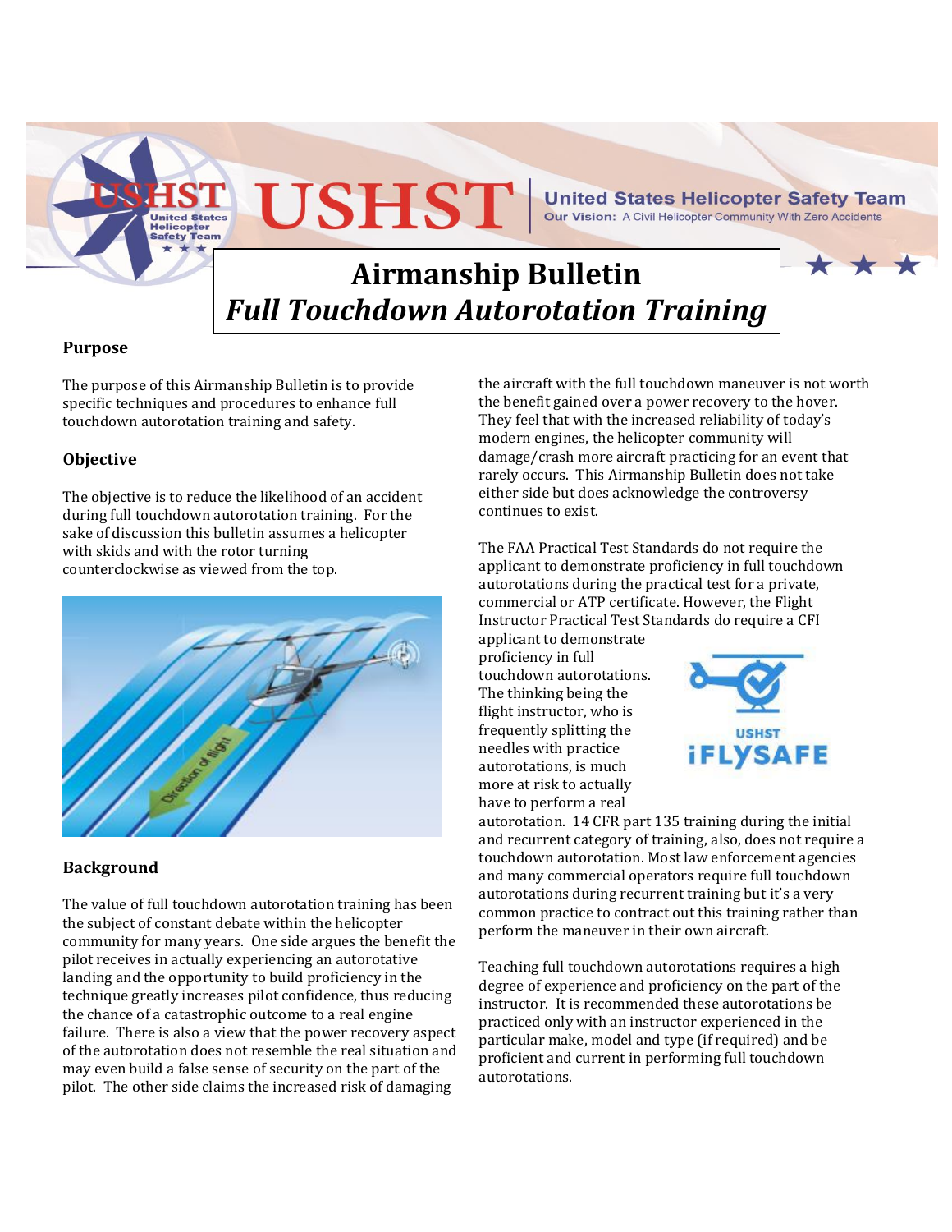# USHST

**United States Helicopter Safety Team**
**Our Vision:** A Civil Helicopter Community With Zero Accidents

# Airmanship Bulletin
# *Full Touchdown Autorotation Training*

## Purpose

The purpose of this Airmanship Bulletin is to provide specific techniques and procedures to enhance full touchdown autorotation training and safety.

## Objective

The objective is to reduce the likelihood of an accident during full touchdown autorotation training. For the sake of discussion this bulletin assumes a helicopter with skids and with the rotor turning counterclockwise as viewed from the top.

## Background

The value of full touchdown autorotation training has been the subject of constant debate within the helicopter community for many years. One side argues the benefit the pilot receives in actually experiencing an autorotative landing and the opportunity to build proficiency in the technique greatly increases pilot confidence, thus reducing the chance of a catastrophic outcome to a real engine failure. There is also a view that the power recovery aspect of the autorotation does not resemble the real situation and may even build a false sense of security on the part of the pilot. The other side claims the increased risk of damaging the aircraft with the full touchdown maneuver is not worth the benefit gained over a power recovery to the hover. They feel that with the increased reliability of today's modern engines, the helicopter community will damage/crash more aircraft practicing for an event that rarely occurs. This Airmanship Bulletin does not take either side but does acknowledge the controversy continues to exist.

The FAA Practical Test Standards do not require the applicant to demonstrate proficiency in full touchdown autorotations during the practical test for a private, commercial or ATP certificate. However, the Flight Instructor Practical Test Standards do require a CFI applicant to demonstrate proficiency in full touchdown autorotations. The thinking being the flight instructor, who is frequently splitting the needles with practice autorotations, is much more at risk to actually have to perform a real autorotation. 14 CFR part 135 training during the initial and recurrent category of training, also, does not require a touchdown autorotation. Most law enforcement agencies and many commercial operators require full touchdown autorotations during recurrent training but it's a very common practice to contract out this training rather than perform the maneuver in their own aircraft.

Teaching full touchdown autorotations requires a high degree of experience and proficiency on the part of the instructor. It is recommended these autorotations be practiced only with an instructor experienced in the particular make, model and type (if required) and be proficient and current in performing full touchdown autorotations.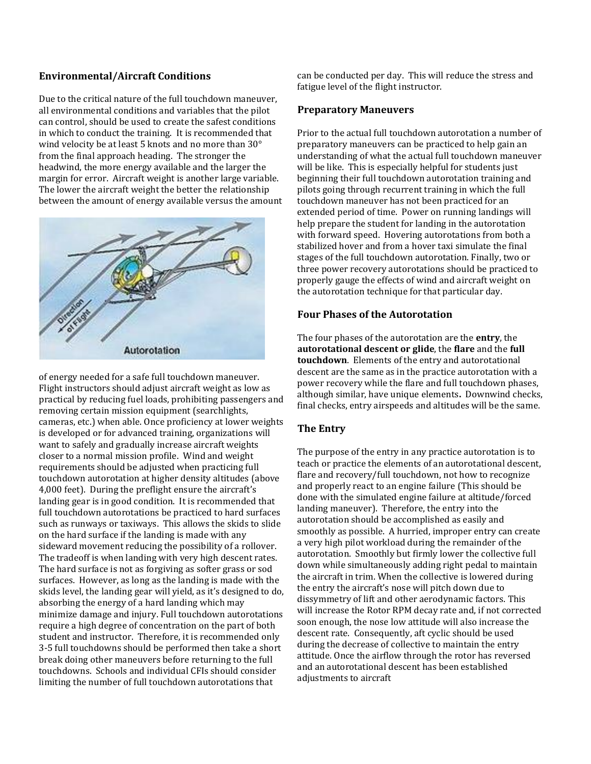### Environmental/Aircraft Conditions

Due to the critical nature of the full touchdown maneuver, all environmental conditions and variables that the pilot can control, should be used to create the safest conditions in which to conduct the training. It is recommended that wind velocity be at least 5 knots and no more than 30° from the final approach heading. The stronger the headwind, the more energy available and the larger the margin for error. Aircraft weight is another large variable. The lower the aircraft weight the better the relationship between the amount of energy available versus the amount of energy needed for a safe full touchdown maneuver. Flight instructors should adjust aircraft weight as low as practical by reducing fuel loads, prohibiting passengers and removing certain mission equipment (searchlights, cameras, etc.) when able. Once proficiency at lower weights is developed or for advanced training, organizations will want to safely and gradually increase aircraft weights closer to a normal mission profile. Wind and weight requirements should be adjusted when practicing full touchdown autorotation at higher density altitudes (above 4,000 feet). During the preflight ensure the aircraft's landing gear is in good condition. It is recommended that full touchdown autorotations be practiced to hard surfaces such as runways or taxiways. This allows the skids to slide on the hard surface if the landing is made with any sideward movement reducing the possibility of a rollover. The tradeoff is when landing with very high descent rates. The hard surface is not as forgiving as softer grass or sod surfaces. However, as long as the landing is made with the skids level, the landing gear will yield, as it's designed to do, absorbing the energy of a hard landing which may minimize damage and injury. Full touchdown autorotations require a high degree of concentration on the part of both student and instructor. Therefore, it is recommended only 3-5 full touchdowns should be performed then take a short break doing other maneuvers before returning to the full touchdowns. Schools and individual CFIs should consider limiting the number of full touchdown autorotations that can be conducted per day. This will reduce the stress and fatigue level of the flight instructor.

### Preparatory Maneuvers

Prior to the actual full touchdown autorotation a number of preparatory maneuvers can be practiced to help gain an understanding of what the actual full touchdown maneuver will be like. This is especially helpful for students just beginning their full touchdown autorotation training and pilots going through recurrent training in which the full touchdown maneuver has not been practiced for an extended period of time. Power on running landings will help prepare the student for landing in the autorotation with forward speed. Hovering autorotations from both a stabilized hover and from a hover taxi simulate the final stages of the full touchdown autorotation. Finally, two or three power recovery autorotations should be practiced to properly gauge the effects of wind and aircraft weight on the autorotation technique for that particular day.

### Four Phases of the Autorotation

The four phases of the autorotation are the **entry**, the **autorotational descent or glide**, the **flare** and the **full touchdown**. Elements of the entry and autorotational descent are the same as in the practice autorotation with a power recovery while the flare and full touchdown phases, although similar, have unique elements**.** Downwind checks, final checks, entry airspeeds and altitudes will be the same.

### The Entry

The purpose of the entry in any practice autorotation is to teach or practice the elements of an autorotational descent, flare and recovery/full touchdown, not how to recognize and properly react to an engine failure (This should be done with the simulated engine failure at altitude/forced landing maneuver). Therefore, the entry into the autorotation should be accomplished as easily and smoothly as possible. A hurried, improper entry can create a very high pilot workload during the remainder of the autorotation. Smoothly but firmly lower the collective full down while simultaneously adding right pedal to maintain the aircraft in trim. When the collective is lowered during the entry the aircraft's nose will pitch down due to dissymmetry of lift and other aerodynamic factors. This will increase the Rotor RPM decay rate and, if not corrected soon enough, the nose low attitude will also increase the descent rate. Consequently, aft cyclic should be used during the decrease of collective to maintain the entry attitude. Once the airflow through the rotor has reversed and an autorotational descent has been established adjustments to aircraft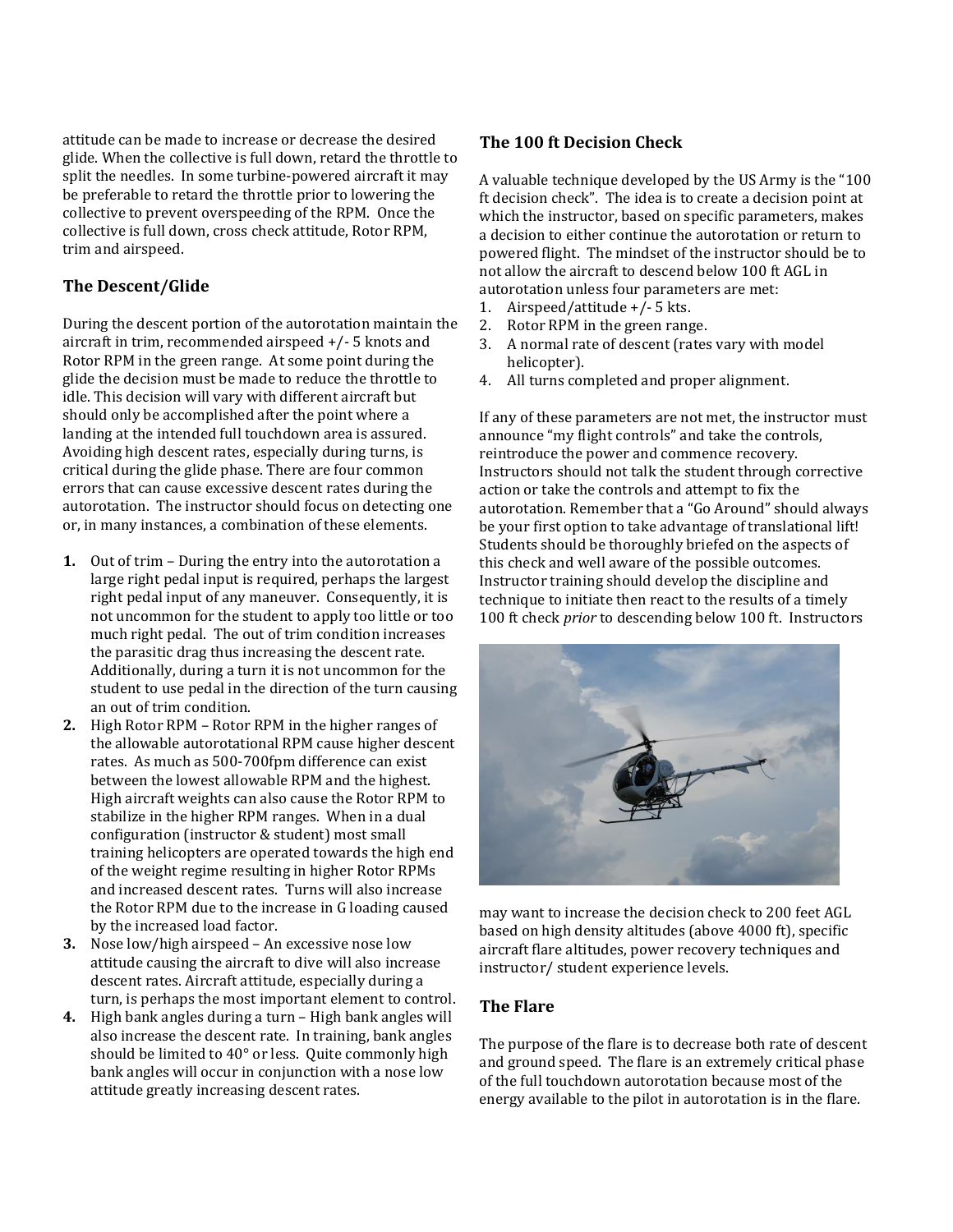attitude can be made to increase or decrease the desired glide. When the collective is full down, retard the throttle to split the needles. In some turbine-powered aircraft it may be preferable to retard the throttle prior to lowering the collective to prevent overspeeding of the RPM. Once the collective is full down, cross check attitude, Rotor RPM, trim and airspeed.

## The Descent/Glide

During the descent portion of the autorotation maintain the aircraft in trim, recommended airspeed +/- 5 knots and Rotor RPM in the green range. At some point during the glide the decision must be made to reduce the throttle to idle. This decision will vary with different aircraft but should only be accomplished after the point where a landing at the intended full touchdown area is assured. Avoiding high descent rates, especially during turns, is critical during the glide phase. There are four common errors that can cause excessive descent rates during the autorotation. The instructor should focus on detecting one or, in many instances, a combination of these elements.

1. Out of trim – During the entry into the autorotation a large right pedal input is required, perhaps the largest right pedal input of any maneuver. Consequently, it is not uncommon for the student to apply too little or too much right pedal. The out of trim condition increases the parasitic drag thus increasing the descent rate. Additionally, during a turn it is not uncommon for the student to use pedal in the direction of the turn causing an out of trim condition.
2. High Rotor RPM – Rotor RPM in the higher ranges of the allowable autorotational RPM cause higher descent rates. As much as 500-700fpm difference can exist between the lowest allowable RPM and the highest. High aircraft weights can also cause the Rotor RPM to stabilize in the higher RPM ranges. When in a dual configuration (instructor & student) most small training helicopters are operated towards the high end of the weight regime resulting in higher Rotor RPMs and increased descent rates. Turns will also increase the Rotor RPM due to the increase in G loading caused by the increased load factor.
3. Nose low/high airspeed – An excessive nose low attitude causing the aircraft to dive will also increase descent rates. Aircraft attitude, especially during a turn, is perhaps the most important element to control.
4. High bank angles during a turn – High bank angles will also increase the descent rate. In training, bank angles should be limited to 40° or less. Quite commonly high bank angles will occur in conjunction with a nose low attitude greatly increasing descent rates.

## The 100 ft Decision Check

A valuable technique developed by the US Army is the "100 ft decision check". The idea is to create a decision point at which the instructor, based on specific parameters, makes a decision to either continue the autorotation or return to powered flight. The mindset of the instructor should be to not allow the aircraft to descend below 100 ft AGL in autorotation unless four parameters are met:

1. Airspeed/attitude +/- 5 kts.
2. Rotor RPM in the green range.
3. A normal rate of descent (rates vary with model helicopter).
4. All turns completed and proper alignment.

If any of these parameters are not met, the instructor must announce "my flight controls" and take the controls, reintroduce the power and commence recovery. Instructors should not talk the student through corrective action or take the controls and attempt to fix the autorotation. Remember that a "Go Around" should always be your first option to take advantage of translational lift! Students should be thoroughly briefed on the aspects of this check and well aware of the possible outcomes. Instructor training should develop the discipline and technique to initiate then react to the results of a timely 100 ft check *prior* to descending below 100 ft. Instructors may want to increase the decision check to 200 feet AGL based on high density altitudes (above 4000 ft), specific aircraft flare altitudes, power recovery techniques and instructor/ student experience levels.

## The Flare

The purpose of the flare is to decrease both rate of descent and ground speed. The flare is an extremely critical phase of the full touchdown autorotation because most of the energy available to the pilot in autorotation is in the flare.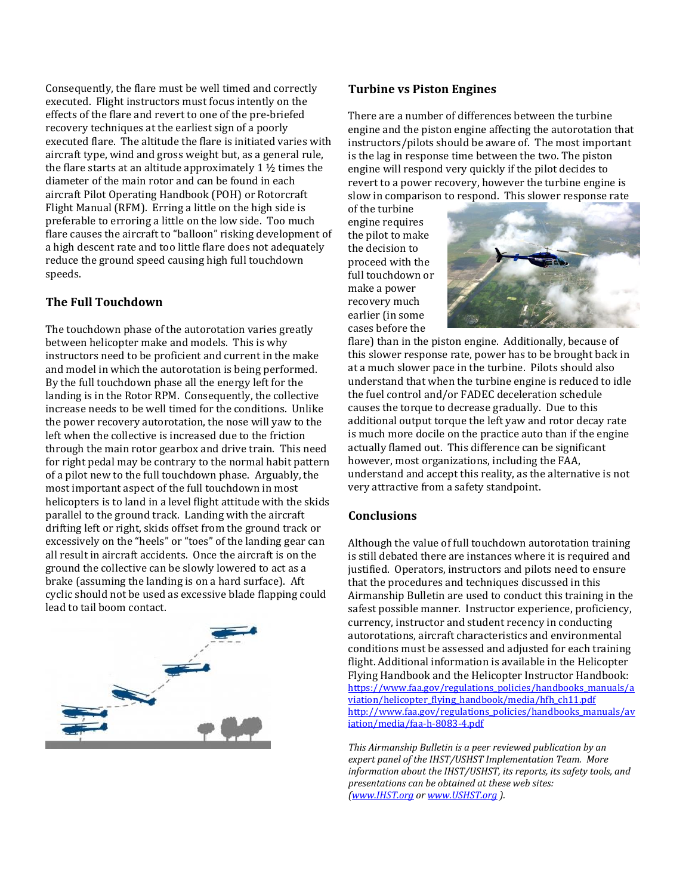Consequently, the flare must be well timed and correctly executed. Flight instructors must focus intently on the effects of the flare and revert to one of the pre-briefed recovery techniques at the earliest sign of a poorly executed flare. The altitude the flare is initiated varies with aircraft type, wind and gross weight but, as a general rule, the flare starts at an altitude approximately 1 ½ times the diameter of the main rotor and can be found in each aircraft Pilot Operating Handbook (POH) or Rotorcraft Flight Manual (RFM). Erring a little on the high side is preferable to erroring a little on the low side. Too much flare causes the aircraft to "balloon" risking development of a high descent rate and too little flare does not adequately reduce the ground speed causing high full touchdown speeds.

## The Full Touchdown

The touchdown phase of the autorotation varies greatly between helicopter make and models. This is why instructors need to be proficient and current in the make and model in which the autorotation is being performed. By the full touchdown phase all the energy left for the landing is in the Rotor RPM. Consequently, the collective increase needs to be well timed for the conditions. Unlike the power recovery autorotation, the nose will yaw to the left when the collective is increased due to the friction through the main rotor gearbox and drive train. This need for right pedal may be contrary to the normal habit pattern of a pilot new to the full touchdown phase. Arguably, the most important aspect of the full touchdown in most helicopters is to land in a level flight attitude with the skids parallel to the ground track. Landing with the aircraft drifting left or right, skids offset from the ground track or excessively on the "heels" or "toes" of the landing gear can all result in aircraft accidents. Once the aircraft is on the ground the collective can be slowly lowered to act as a brake (assuming the landing is on a hard surface). Aft cyclic should not be used as excessive blade flapping could lead to tail boom contact.

## Turbine vs Piston Engines

There are a number of differences between the turbine engine and the piston engine affecting the autorotation that instructors/pilots should be aware of. The most important is the lag in response time between the two. The piston engine will respond very quickly if the pilot decides to revert to a power recovery, however the turbine engine is slow in comparison to respond. This slower response rate of the turbine engine requires the pilot to make the decision to proceed with the full touchdown or make a power recovery much earlier (in some cases before the flare) than in the piston engine. Additionally, because of this slower response rate, power has to be brought back in at a much slower pace in the turbine. Pilots should also understand that when the turbine engine is reduced to idle the fuel control and/or FADEC deceleration schedule causes the torque to decrease gradually. Due to this additional output torque the left yaw and rotor decay rate is much more docile on the practice auto than if the engine actually flamed out. This difference can be significant however, most organizations, including the FAA, understand and accept this reality, as the alternative is not very attractive from a safety standpoint.

## Conclusions

Although the value of full touchdown autorotation training is still debated there are instances where it is required and justified. Operators, instructors and pilots need to ensure that the procedures and techniques discussed in this Airmanship Bulletin are used to conduct this training in the safest possible manner. Instructor experience, proficiency, currency, instructor and student recency in conducting autorotations, aircraft characteristics and environmental conditions must be assessed and adjusted for each training flight. Additional information is available in the Helicopter Flying Handbook and the Helicopter Instructor Handbook:
https://www.faa.gov/regulations_policies/handbooks_manuals/aviation/helicopter_flying_handbook/media/hfh_ch11.pdf
http://www.faa.gov/regulations_policies/handbooks_manuals/aviation/media/faa-h-8083-4.pdf

*This Airmanship Bulletin is a peer reviewed publication by an expert panel of the IHST/USHST Implementation Team. More information about the IHST/USHST, its reports, its safety tools, and presentations can be obtained at these web sites: (www.IHST.org or www.USHST.org ).*